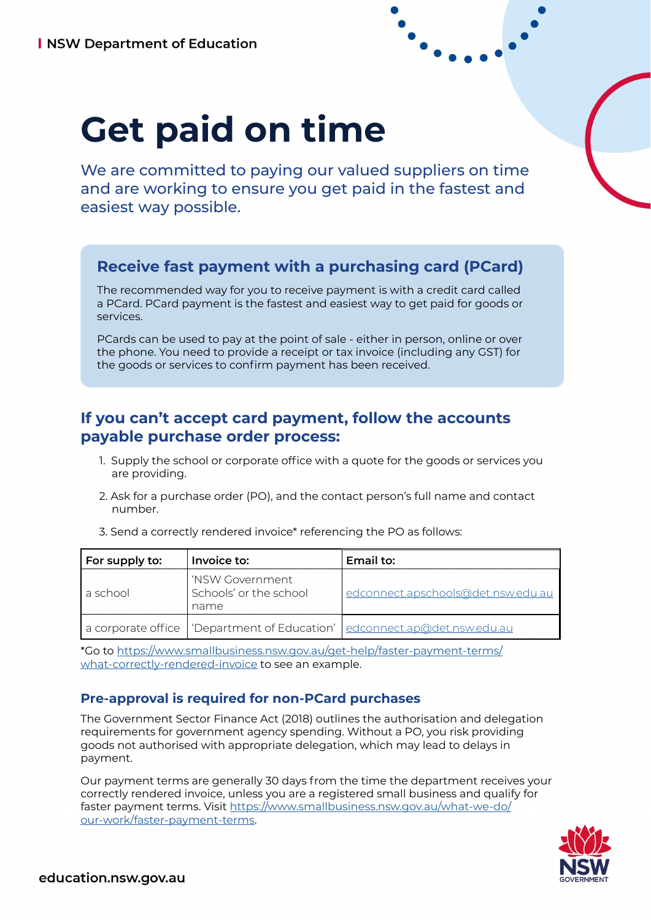NSW Department of Education

# Get paid on time

We are committed to paying our valued suppliers on time and are working to ensure you get paid in the fastest and easiest way possible.

## Receive fast payment with a purchasing card (PCard)

The recommended way for you to receive payment is with a credit card called a PCard. PCard payment is the fastest and easiest way to get paid for goods or services.

PCards can be used to pay at the point of sale - either in person, online or over the phone. You need to provide a receipt or tax invoice (including any GST) for the goods or services to confirm payment has been received.

## If you can't accept card payment, follow the accounts payable purchase order process:

1. Supply the school or corporate office with a quote for the goods or services you are providing.
2. Ask for a purchase order (PO), and the contact person's full name and contact number.
3. Send a correctly rendered invoice* referencing the PO as follows:

| For supply to: | Invoice to: | Email to: |
|---|---|---|
| a school | 'NSW Government Schools' or the school name | edconnect.apschools@det.nsw.edu.au |
| a corporate office | 'Department of Education' | edconnect.ap@det.nsw.edu.au |

*Go to https://www.smallbusiness.nsw.gov.au/get-help/faster-payment-terms/what-correctly-rendered-invoice to see an example.

### Pre-approval is required for non-PCard purchases

The Government Sector Finance Act (2018) outlines the authorisation and delegation requirements for government agency spending. Without a PO, you risk providing goods not authorised with appropriate delegation, which may lead to delays in payment.

Our payment terms are generally 30 days from the time the department receives your correctly rendered invoice, unless you are a registered small business and qualify for faster payment terms. Visit https://www.smallbusiness.nsw.gov.au/what-we-do/our-work/faster-payment-terms.

education.nsw.gov.au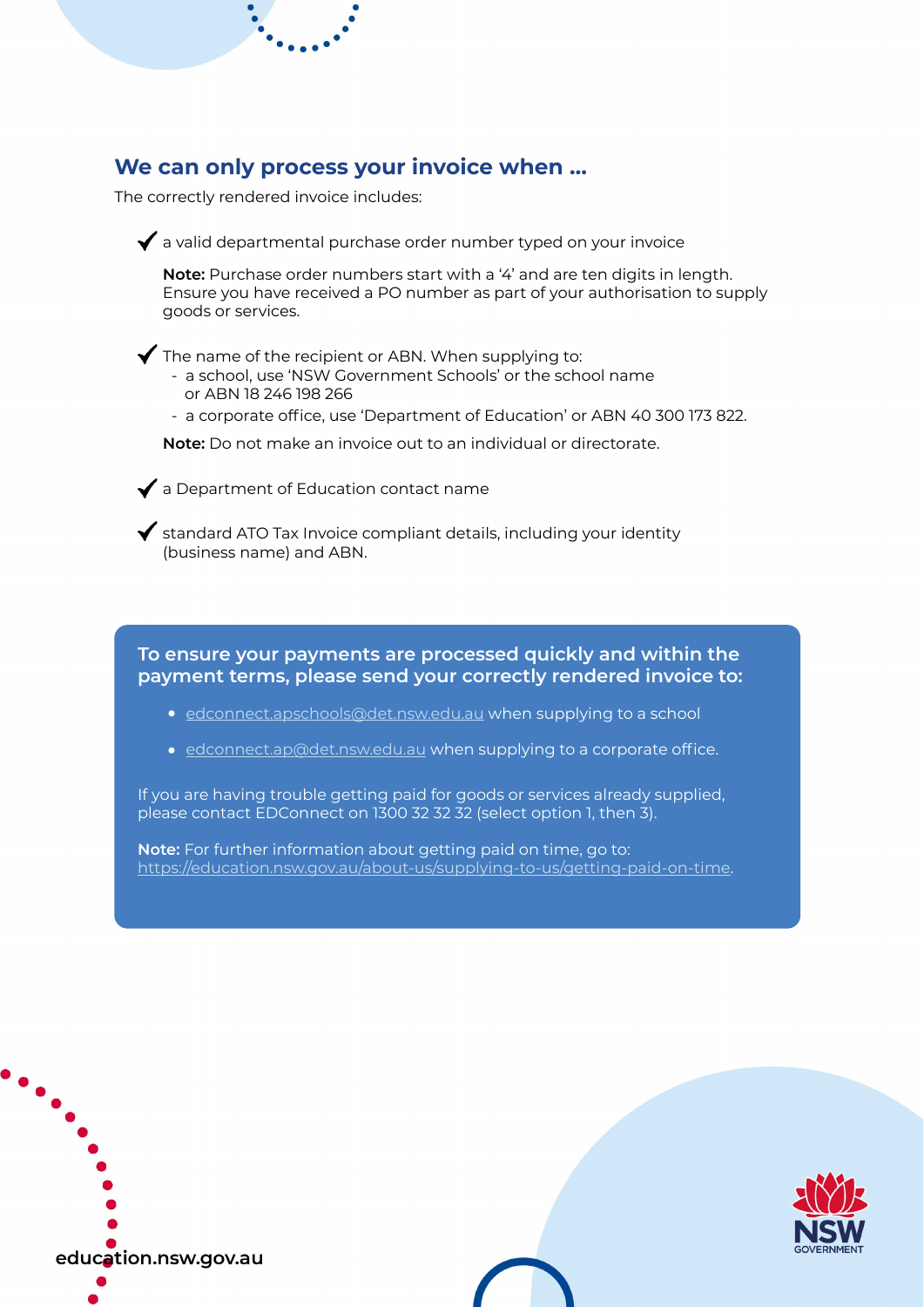## We can only process your invoice when ...

The correctly rendered invoice includes:

- ✓ a valid departmental purchase order number typed on your invoice

  **Note:** Purchase order numbers start with a '4' and are ten digits in length. Ensure you have received a PO number as part of your authorisation to supply goods or services.

- ✓ The name of the recipient or ABN. When supplying to:
  - a school, use 'NSW Government Schools' or the school name or ABN 18 246 198 266
  - a corporate office, use 'Department of Education' or ABN 40 300 173 822.

  **Note:** Do not make an invoice out to an individual or directorate.

- ✓ a Department of Education contact name

- ✓ standard ATO Tax Invoice compliant details, including your identity (business name) and ABN.

### To ensure your payments are processed quickly and within the payment terms, please send your correctly rendered invoice to:

- edconnect.apschools@det.nsw.edu.au when supplying to a school
- edconnect.ap@det.nsw.edu.au when supplying to a corporate office.

If you are having trouble getting paid for goods or services already supplied, please contact EDConnect on 1300 32 32 32 (select option 1, then 3).

**Note:** For further information about getting paid on time, go to: https://education.nsw.gov.au/about-us/supplying-to-us/getting-paid-on-time.

education.nsw.gov.au

NSW GOVERNMENT